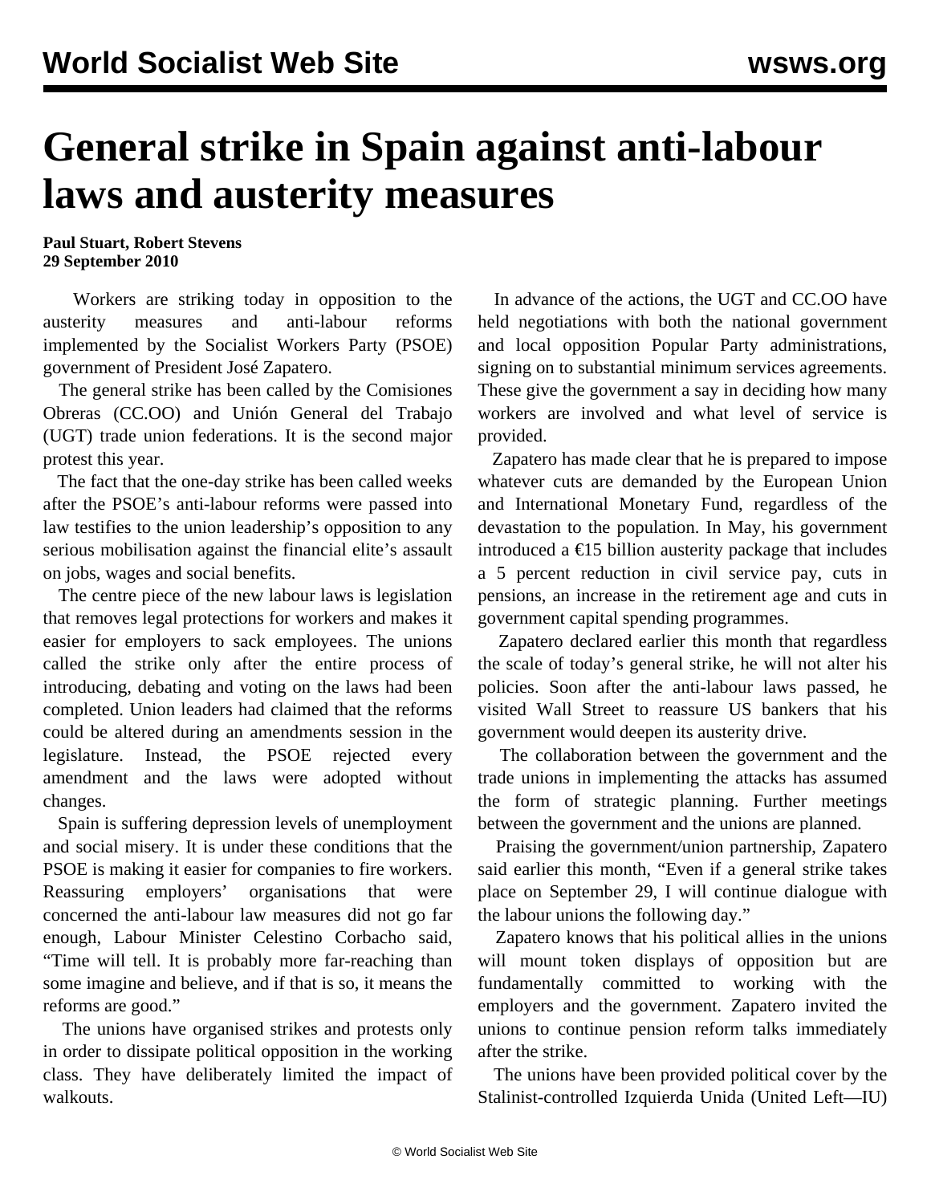# General strike in Spain against anti-labour laws and austerity measures

**Paul Stuart, Robert Stevens**
**29 September 2010**

Workers are striking today in opposition to the austerity measures and anti-labour reforms implemented by the Socialist Workers Party (PSOE) government of President José Zapatero.

The general strike has been called by the Comisiones Obreras (CC.OO) and Unión General del Trabajo (UGT) trade union federations. It is the second major protest this year.

The fact that the one-day strike has been called weeks after the PSOE's anti-labour reforms were passed into law testifies to the union leadership's opposition to any serious mobilisation against the financial elite's assault on jobs, wages and social benefits.

The centre piece of the new labour laws is legislation that removes legal protections for workers and makes it easier for employers to sack employees. The unions called the strike only after the entire process of introducing, debating and voting on the laws had been completed. Union leaders had claimed that the reforms could be altered during an amendments session in the legislature. Instead, the PSOE rejected every amendment and the laws were adopted without changes.

Spain is suffering depression levels of unemployment and social misery. It is under these conditions that the PSOE is making it easier for companies to fire workers. Reassuring employers' organisations that were concerned the anti-labour law measures did not go far enough, Labour Minister Celestino Corbacho said, "Time will tell. It is probably more far-reaching than some imagine and believe, and if that is so, it means the reforms are good."

The unions have organised strikes and protests only in order to dissipate political opposition in the working class. They have deliberately limited the impact of walkouts.

In advance of the actions, the UGT and CC.OO have held negotiations with both the national government and local opposition Popular Party administrations, signing on to substantial minimum services agreements. These give the government a say in deciding how many workers are involved and what level of service is provided.

Zapatero has made clear that he is prepared to impose whatever cuts are demanded by the European Union and International Monetary Fund, regardless of the devastation to the population. In May, his government introduced a €15 billion austerity package that includes a 5 percent reduction in civil service pay, cuts in pensions, an increase in the retirement age and cuts in government capital spending programmes.

Zapatero declared earlier this month that regardless the scale of today's general strike, he will not alter his policies. Soon after the anti-labour laws passed, he visited Wall Street to reassure US bankers that his government would deepen its austerity drive.

The collaboration between the government and the trade unions in implementing the attacks has assumed the form of strategic planning. Further meetings between the government and the unions are planned.

Praising the government/union partnership, Zapatero said earlier this month, "Even if a general strike takes place on September 29, I will continue dialogue with the labour unions the following day."

Zapatero knows that his political allies in the unions will mount token displays of opposition but are fundamentally committed to working with the employers and the government. Zapatero invited the unions to continue pension reform talks immediately after the strike.

The unions have been provided political cover by the Stalinist-controlled Izquierda Unida (United Left—IU)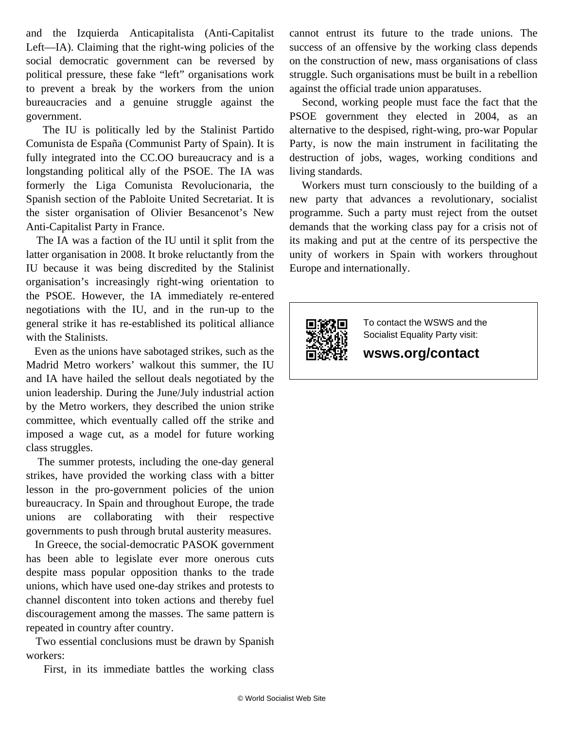and the Izquierda Anticapitalista (Anti-Capitalist Left—IA). Claiming that the right-wing policies of the social democratic government can be reversed by political pressure, these fake "left" organisations work to prevent a break by the workers from the union bureaucracies and a genuine struggle against the government.

The IU is politically led by the Stalinist Partido Comunista de España (Communist Party of Spain). It is fully integrated into the CC.OO bureaucracy and is a longstanding political ally of the PSOE. The IA was formerly the Liga Comunista Revolucionaria, the Spanish section of the Pabloite United Secretariat. It is the sister organisation of Olivier Besancenot's New Anti-Capitalist Party in France.

The IA was a faction of the IU until it split from the latter organisation in 2008. It broke reluctantly from the IU because it was being discredited by the Stalinist organisation's increasingly right-wing orientation to the PSOE. However, the IA immediately re-entered negotiations with the IU, and in the run-up to the general strike it has re-established its political alliance with the Stalinists.

Even as the unions have sabotaged strikes, such as the Madrid Metro workers' walkout this summer, the IU and IA have hailed the sellout deals negotiated by the union leadership. During the June/July industrial action by the Metro workers, they described the union strike committee, which eventually called off the strike and imposed a wage cut, as a model for future working class struggles.

The summer protests, including the one-day general strikes, have provided the working class with a bitter lesson in the pro-government policies of the union bureaucracy. In Spain and throughout Europe, the trade unions are collaborating with their respective governments to push through brutal austerity measures.

In Greece, the social-democratic PASOK government has been able to legislate ever more onerous cuts despite mass popular opposition thanks to the trade unions, which have used one-day strikes and protests to channel discontent into token actions and thereby fuel discouragement among the masses. The same pattern is repeated in country after country.

Two essential conclusions must be drawn by Spanish workers:

First, in its immediate battles the working class cannot entrust its future to the trade unions. The success of an offensive by the working class depends on the construction of new, mass organisations of class struggle. Such organisations must be built in a rebellion against the official trade union apparatuses.

Second, working people must face the fact that the PSOE government they elected in 2004, as an alternative to the despised, right-wing, pro-war Popular Party, is now the main instrument in facilitating the destruction of jobs, wages, working conditions and living standards.

Workers must turn consciously to the building of a new party that advances a revolutionary, socialist programme. Such a party must reject from the outset demands that the working class pay for a crisis not of its making and put at the centre of its perspective the unity of workers in Spain with workers throughout Europe and internationally.

To contact the WSWS and the Socialist Equality Party visit:

**wsws.org/contact**